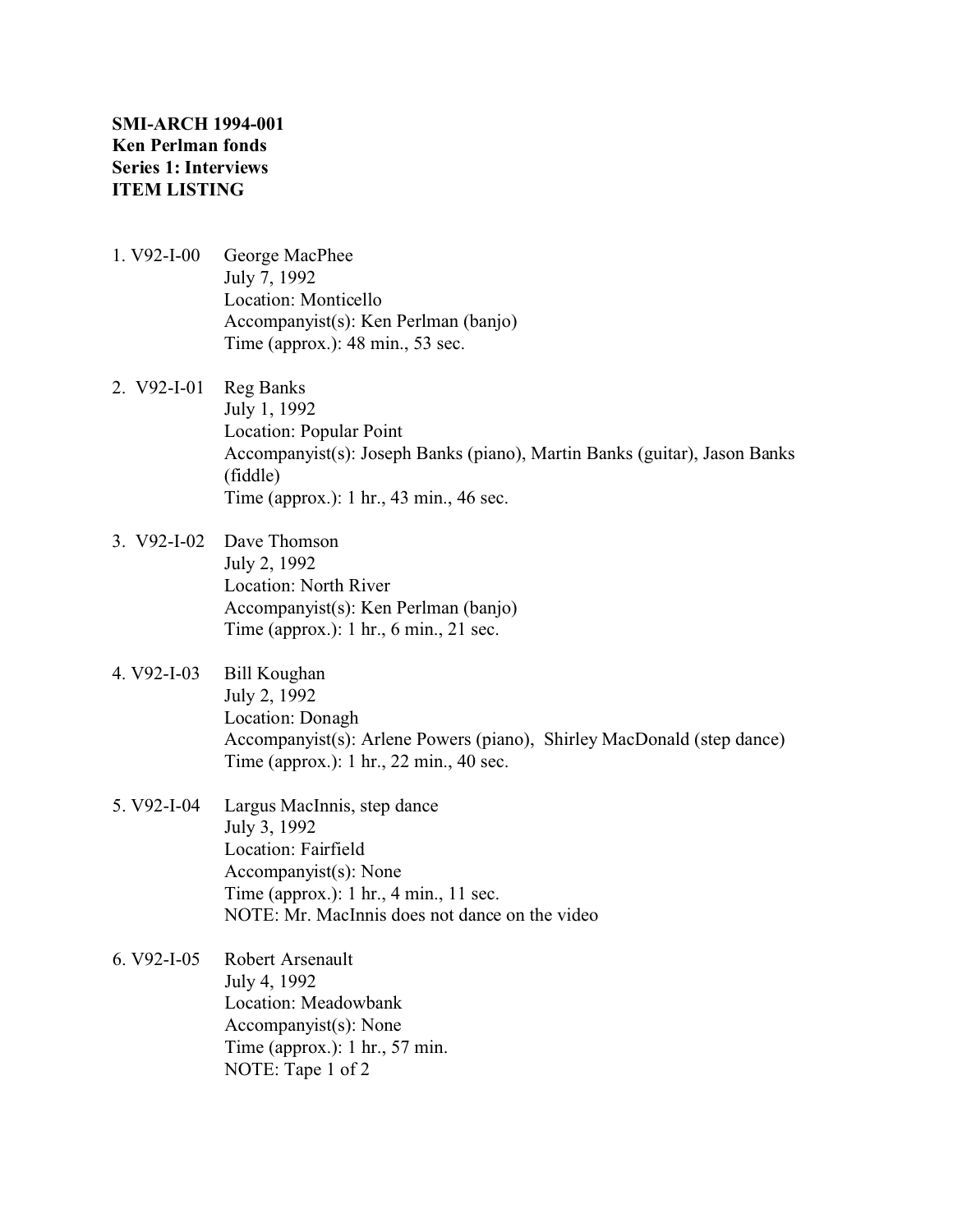**SMI-ARCH 1994-001**
**Ken Perlman fonds**
**Series 1: Interviews**
**ITEM LISTING**

1. V92-I-00 George MacPhee
   July 7, 1992
   Location: Monticello
   Accompanyist(s): Ken Perlman (banjo)
   Time (approx.): 48 min., 53 sec.

2. V92-I-01 Reg Banks
   July 1, 1992
   Location: Popular Point
   Accompanyist(s): Joseph Banks (piano), Martin Banks (guitar), Jason Banks (fiddle)
   Time (approx.): 1 hr., 43 min., 46 sec.

3. V92-I-02 Dave Thomson
   July 2, 1992
   Location: North River
   Accompanyist(s): Ken Perlman (banjo)
   Time (approx.): 1 hr., 6 min., 21 sec.

4. V92-I-03 Bill Koughan
   July 2, 1992
   Location: Donagh
   Accompanyist(s): Arlene Powers (piano), Shirley MacDonald (step dance)
   Time (approx.): 1 hr., 22 min., 40 sec.

5. V92-I-04 Largus MacInnis, step dance
   July 3, 1992
   Location: Fairfield
   Accompanyist(s): None
   Time (approx.): 1 hr., 4 min., 11 sec.
   NOTE: Mr. MacInnis does not dance on the video

6. V92-I-05 Robert Arsenault
   July 4, 1992
   Location: Meadowbank
   Accompanyist(s): None
   Time (approx.): 1 hr., 57 min.
   NOTE: Tape 1 of 2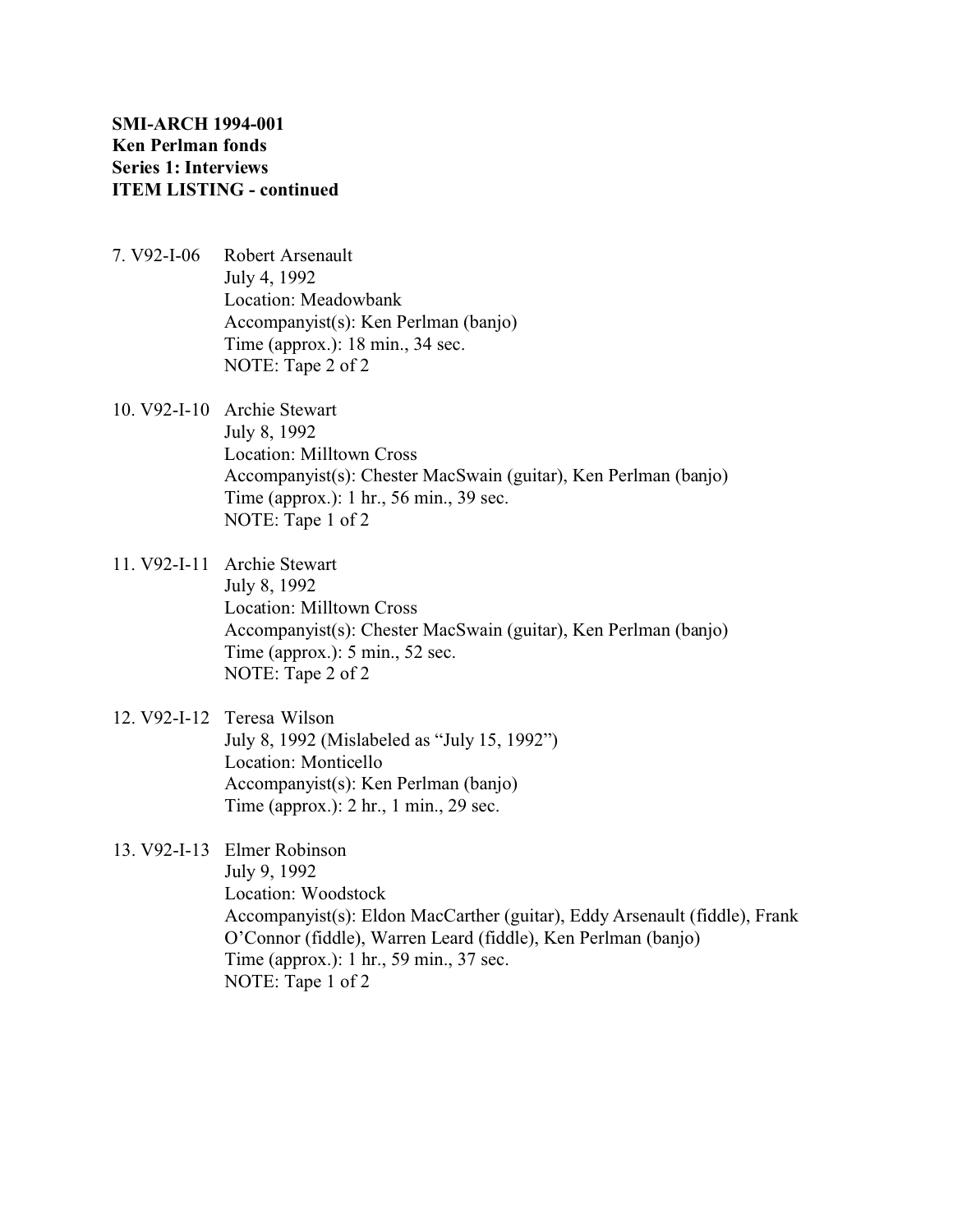**SMI-ARCH 1994-001**
**Ken Perlman fonds**
**Series 1: Interviews**
**ITEM LISTING - continued**

7. V92-I-06 Robert Arsenault
   July 4, 1992
   Location: Meadowbank
   Accompanyist(s): Ken Perlman (banjo)
   Time (approx.): 18 min., 34 sec.
   NOTE: Tape 2 of 2

10. V92-I-10 Archie Stewart
   July 8, 1992
   Location: Milltown Cross
   Accompanyist(s): Chester MacSwain (guitar), Ken Perlman (banjo)
   Time (approx.): 1 hr., 56 min., 39 sec.
   NOTE: Tape 1 of 2

11. V92-I-11 Archie Stewart
   July 8, 1992
   Location: Milltown Cross
   Accompanyist(s): Chester MacSwain (guitar), Ken Perlman (banjo)
   Time (approx.): 5 min., 52 sec.
   NOTE: Tape 2 of 2

12. V92-I-12 Teresa Wilson
   July 8, 1992 (Mislabeled as "July 15, 1992")
   Location: Monticello
   Accompanyist(s): Ken Perlman (banjo)
   Time (approx.): 2 hr., 1 min., 29 sec.

13. V92-I-13 Elmer Robinson
   July 9, 1992
   Location: Woodstock
   Accompanyist(s): Eldon MacCarther (guitar), Eddy Arsenault (fiddle), Frank O'Connor (fiddle), Warren Leard (fiddle), Ken Perlman (banjo)
   Time (approx.): 1 hr., 59 min., 37 sec.
   NOTE: Tape 1 of 2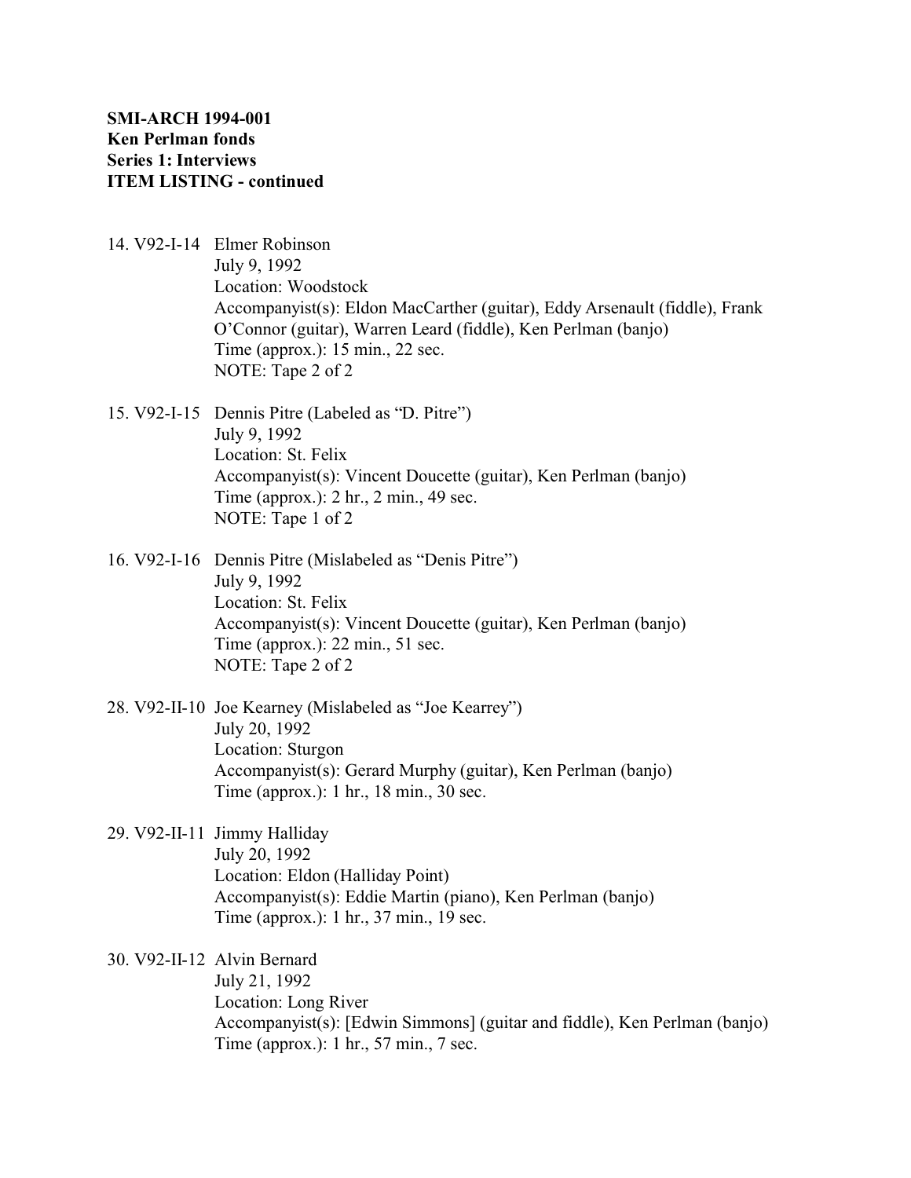**SMI-ARCH 1994-001**
**Ken Perlman fonds**
**Series 1: Interviews**
**ITEM LISTING - continued**

14. V92-I-14 Elmer Robinson
    July 9, 1992
    Location: Woodstock
    Accompanyist(s): Eldon MacCarther (guitar), Eddy Arsenault (fiddle), Frank O'Connor (guitar), Warren Leard (fiddle), Ken Perlman (banjo)
    Time (approx.): 15 min., 22 sec.
    NOTE: Tape 2 of 2

15. V92-I-15 Dennis Pitre (Labeled as "D. Pitre")
    July 9, 1992
    Location: St. Felix
    Accompanyist(s): Vincent Doucette (guitar), Ken Perlman (banjo)
    Time (approx.): 2 hr., 2 min., 49 sec.
    NOTE: Tape 1 of 2

16. V92-I-16 Dennis Pitre (Mislabeled as "Denis Pitre")
    July 9, 1992
    Location: St. Felix
    Accompanyist(s): Vincent Doucette (guitar), Ken Perlman (banjo)
    Time (approx.): 22 min., 51 sec.
    NOTE: Tape 2 of 2

28. V92-II-10 Joe Kearney (Mislabeled as "Joe Kearrey")
    July 20, 1992
    Location: Sturgon
    Accompanyist(s): Gerard Murphy (guitar), Ken Perlman (banjo)
    Time (approx.): 1 hr., 18 min., 30 sec.

29. V92-II-11 Jimmy Halliday
    July 20, 1992
    Location: Eldon (Halliday Point)
    Accompanyist(s): Eddie Martin (piano), Ken Perlman (banjo)
    Time (approx.): 1 hr., 37 min., 19 sec.

30. V92-II-12 Alvin Bernard
    July 21, 1992
    Location: Long River
    Accompanyist(s): [Edwin Simmons] (guitar and fiddle), Ken Perlman (banjo)
    Time (approx.): 1 hr., 57 min., 7 sec.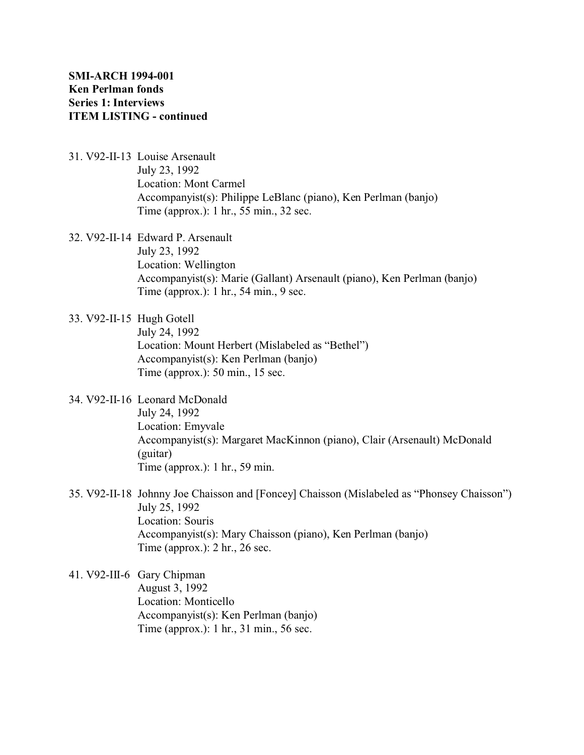**SMI-ARCH 1994-001**
**Ken Perlman fonds**
**Series 1: Interviews**
**ITEM LISTING - continued**

31. V92-II-13 Louise Arsenault
    July 23, 1992
    Location: Mont Carmel
    Accompanyist(s): Philippe LeBlanc (piano), Ken Perlman (banjo)
    Time (approx.): 1 hr., 55 min., 32 sec.

32. V92-II-14 Edward P. Arsenault
    July 23, 1992
    Location: Wellington
    Accompanyist(s): Marie (Gallant) Arsenault (piano), Ken Perlman (banjo)
    Time (approx.): 1 hr., 54 min., 9 sec.

33. V92-II-15 Hugh Gotell
    July 24, 1992
    Location: Mount Herbert (Mislabeled as "Bethel")
    Accompanyist(s): Ken Perlman (banjo)
    Time (approx.): 50 min., 15 sec.

34. V92-II-16 Leonard McDonald
    July 24, 1992
    Location: Emyvale
    Accompanyist(s): Margaret MacKinnon (piano), Clair (Arsenault) McDonald (guitar)
    Time (approx.): 1 hr., 59 min.

35. V92-II-18 Johnny Joe Chaisson and [Foncey] Chaisson (Mislabeled as "Phonsey Chaisson")
    July 25, 1992
    Location: Souris
    Accompanyist(s): Mary Chaisson (piano), Ken Perlman (banjo)
    Time (approx.): 2 hr., 26 sec.

41. V92-III-6 Gary Chipman
    August 3, 1992
    Location: Monticello
    Accompanyist(s): Ken Perlman (banjo)
    Time (approx.): 1 hr., 31 min., 56 sec.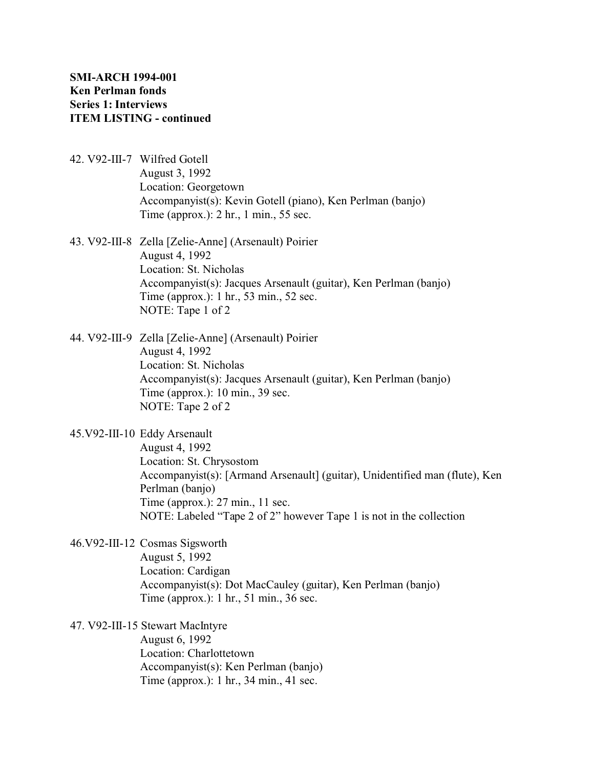**SMI-ARCH 1994-001**
**Ken Perlman fonds**
**Series 1: Interviews**
**ITEM LISTING - continued**

42. V92-III-7 Wilfred Gotell
    August 3, 1992
    Location: Georgetown
    Accompanyist(s): Kevin Gotell (piano), Ken Perlman (banjo)
    Time (approx.): 2 hr., 1 min., 55 sec.

43. V92-III-8 Zella [Zelie-Anne] (Arsenault) Poirier
    August 4, 1992
    Location: St. Nicholas
    Accompanyist(s): Jacques Arsenault (guitar), Ken Perlman (banjo)
    Time (approx.): 1 hr., 53 min., 52 sec.
    NOTE: Tape 1 of 2

44. V92-III-9 Zella [Zelie-Anne] (Arsenault) Poirier
    August 4, 1992
    Location: St. Nicholas
    Accompanyist(s): Jacques Arsenault (guitar), Ken Perlman (banjo)
    Time (approx.): 10 min., 39 sec.
    NOTE: Tape 2 of 2

45. V92-III-10 Eddy Arsenault
    August 4, 1992
    Location: St. Chrysostom
    Accompanyist(s): [Armand Arsenault] (guitar), Unidentified man (flute), Ken Perlman (banjo)
    Time (approx.): 27 min., 11 sec.
    NOTE: Labeled "Tape 2 of 2" however Tape 1 is not in the collection

46. V92-III-12 Cosmas Sigsworth
    August 5, 1992
    Location: Cardigan
    Accompanyist(s): Dot MacCauley (guitar), Ken Perlman (banjo)
    Time (approx.): 1 hr., 51 min., 36 sec.

47. V92-III-15 Stewart MacIntyre
    August 6, 1992
    Location: Charlottetown
    Accompanyist(s): Ken Perlman (banjo)
    Time (approx.): 1 hr., 34 min., 41 sec.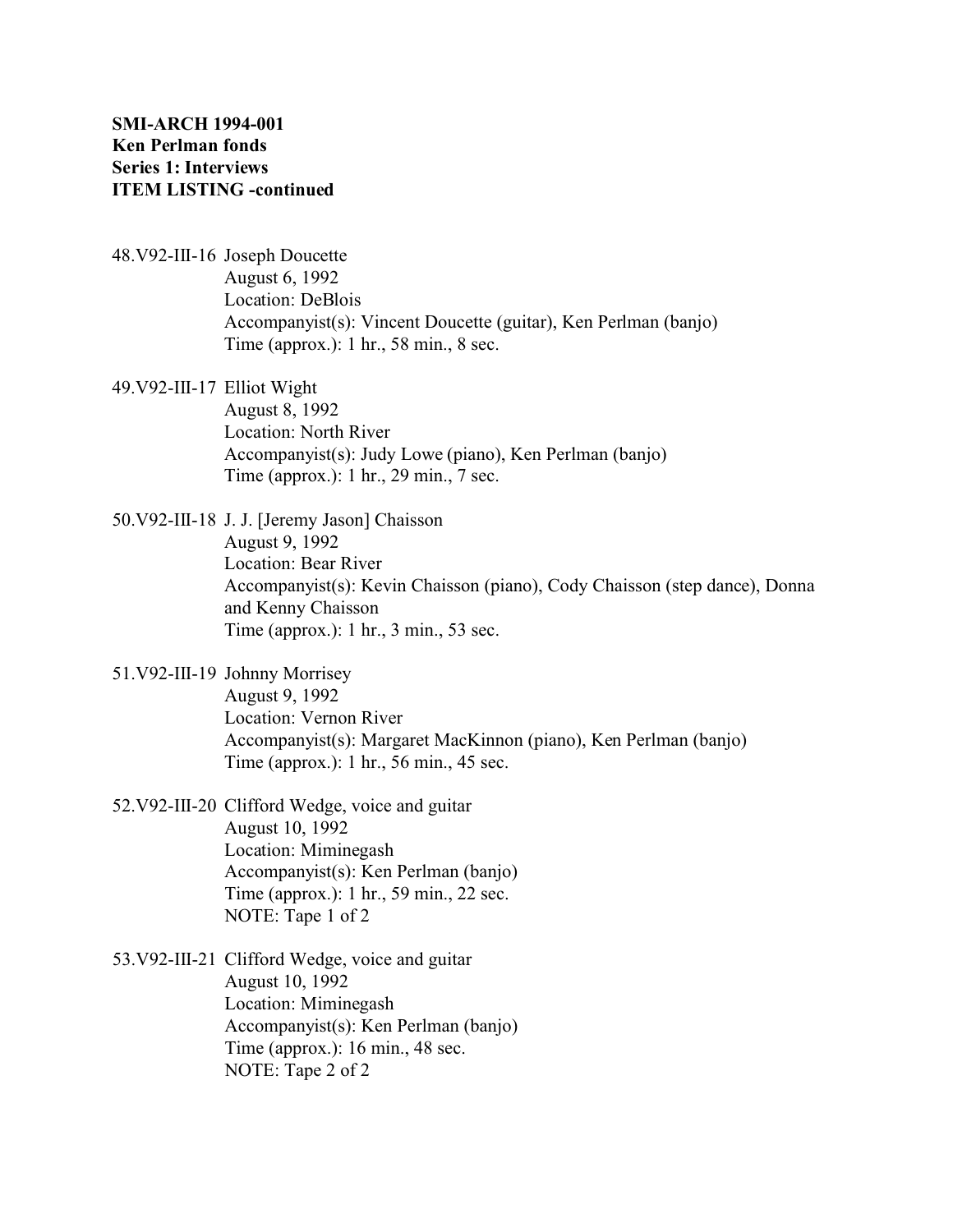**SMI-ARCH 1994-001**
**Ken Perlman fonds**
**Series 1: Interviews**
**ITEM LISTING -continued**

48.V92-III-16 Joseph Doucette
August 6, 1992
Location: DeBlois
Accompanyist(s): Vincent Doucette (guitar), Ken Perlman (banjo)
Time (approx.): 1 hr., 58 min., 8 sec.

49.V92-III-17 Elliot Wight
August 8, 1992
Location: North River
Accompanyist(s): Judy Lowe (piano), Ken Perlman (banjo)
Time (approx.): 1 hr., 29 min., 7 sec.

50.V92-III-18 J. J. [Jeremy Jason] Chaisson
August 9, 1992
Location: Bear River
Accompanyist(s): Kevin Chaisson (piano), Cody Chaisson (step dance), Donna and Kenny Chaisson
Time (approx.): 1 hr., 3 min., 53 sec.

51.V92-III-19 Johnny Morrisey
August 9, 1992
Location: Vernon River
Accompanyist(s): Margaret MacKinnon (piano), Ken Perlman (banjo)
Time (approx.): 1 hr., 56 min., 45 sec.

52.V92-III-20 Clifford Wedge, voice and guitar
August 10, 1992
Location: Miminegash
Accompanyist(s): Ken Perlman (banjo)
Time (approx.): 1 hr., 59 min., 22 sec.
NOTE: Tape 1 of 2

53.V92-III-21 Clifford Wedge, voice and guitar
August 10, 1992
Location: Miminegash
Accompanyist(s): Ken Perlman (banjo)
Time (approx.): 16 min., 48 sec.
NOTE: Tape 2 of 2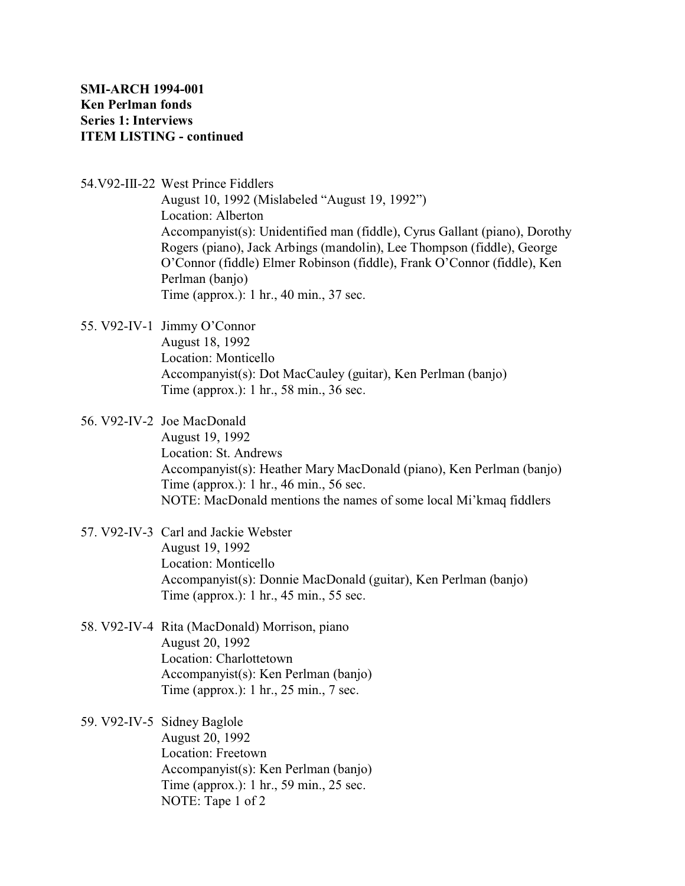**SMI-ARCH 1994-001**
**Ken Perlman fonds**
**Series 1: Interviews**
**ITEM LISTING - continued**

54.V92-III-22 West Prince Fiddlers
August 10, 1992 (Mislabeled "August 19, 1992")
Location: Alberton
Accompanyist(s): Unidentified man (fiddle), Cyrus Gallant (piano), Dorothy Rogers (piano), Jack Arbings (mandolin), Lee Thompson (fiddle), George O'Connor (fiddle) Elmer Robinson (fiddle), Frank O'Connor (fiddle), Ken Perlman (banjo)
Time (approx.): 1 hr., 40 min., 37 sec.

55. V92-IV-1 Jimmy O'Connor
August 18, 1992
Location: Monticello
Accompanyist(s): Dot MacCauley (guitar), Ken Perlman (banjo)
Time (approx.): 1 hr., 58 min., 36 sec.

56. V92-IV-2 Joe MacDonald
August 19, 1992
Location: St. Andrews
Accompanyist(s): Heather Mary MacDonald (piano), Ken Perlman (banjo)
Time (approx.): 1 hr., 46 min., 56 sec.
NOTE: MacDonald mentions the names of some local Mi'kmaq fiddlers

57. V92-IV-3 Carl and Jackie Webster
August 19, 1992
Location: Monticello
Accompanyist(s): Donnie MacDonald (guitar), Ken Perlman (banjo)
Time (approx.): 1 hr., 45 min., 55 sec.

58. V92-IV-4 Rita (MacDonald) Morrison, piano
August 20, 1992
Location: Charlottetown
Accompanyist(s): Ken Perlman (banjo)
Time (approx.): 1 hr., 25 min., 7 sec.

59. V92-IV-5 Sidney Baglole
August 20, 1992
Location: Freetown
Accompanyist(s): Ken Perlman (banjo)
Time (approx.): 1 hr., 59 min., 25 sec.
NOTE: Tape 1 of 2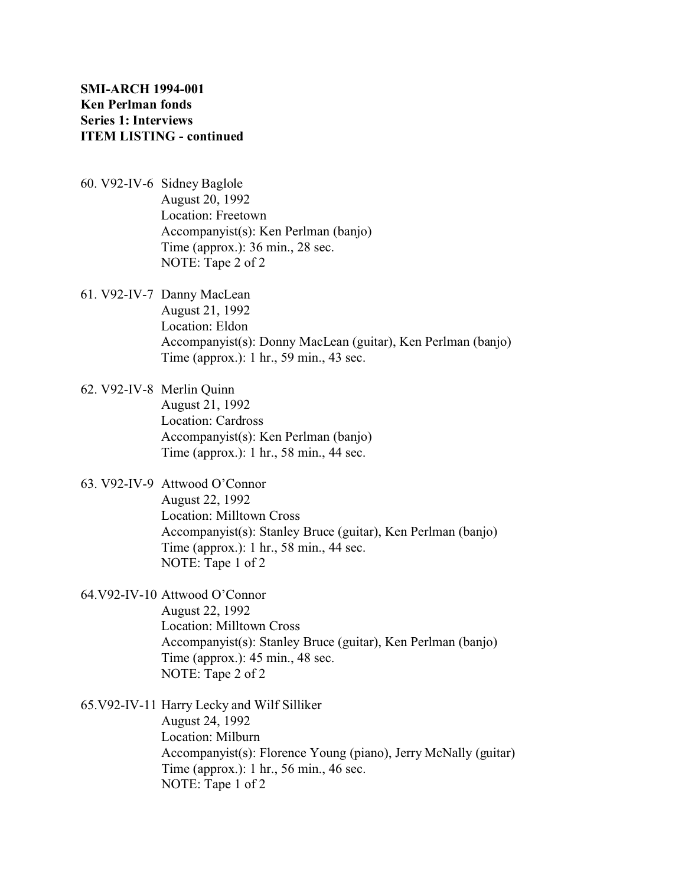**SMI-ARCH 1994-001**
**Ken Perlman fonds**
**Series 1: Interviews**
**ITEM LISTING - continued**

60. V92-IV-6 Sidney Baglole
    August 20, 1992
    Location: Freetown
    Accompanyist(s): Ken Perlman (banjo)
    Time (approx.): 36 min., 28 sec.
    NOTE: Tape 2 of 2

61. V92-IV-7 Danny MacLean
    August 21, 1992
    Location: Eldon
    Accompanyist(s): Donny MacLean (guitar), Ken Perlman (banjo)
    Time (approx.): 1 hr., 59 min., 43 sec.

62. V92-IV-8 Merlin Quinn
    August 21, 1992
    Location: Cardross
    Accompanyist(s): Ken Perlman (banjo)
    Time (approx.): 1 hr., 58 min., 44 sec.

63. V92-IV-9 Attwood O'Connor
    August 22, 1992
    Location: Milltown Cross
    Accompanyist(s): Stanley Bruce (guitar), Ken Perlman (banjo)
    Time (approx.): 1 hr., 58 min., 44 sec.
    NOTE: Tape 1 of 2

64. V92-IV-10 Attwood O'Connor
    August 22, 1992
    Location: Milltown Cross
    Accompanyist(s): Stanley Bruce (guitar), Ken Perlman (banjo)
    Time (approx.): 45 min., 48 sec.
    NOTE: Tape 2 of 2

65. V92-IV-11 Harry Lecky and Wilf Silliker
    August 24, 1992
    Location: Milburn
    Accompanyist(s): Florence Young (piano), Jerry McNally (guitar)
    Time (approx.): 1 hr., 56 min., 46 sec.
    NOTE: Tape 1 of 2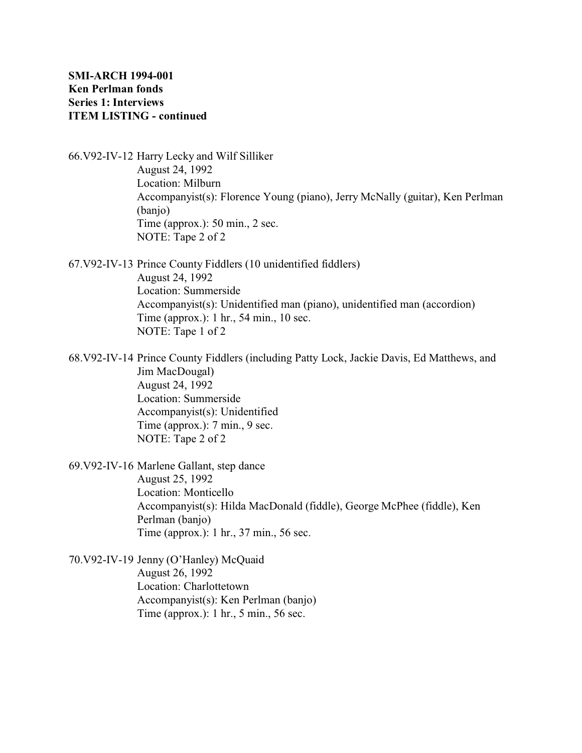**SMI-ARCH 1994-001**
**Ken Perlman fonds**
**Series 1: Interviews**
**ITEM LISTING - continued**

66.V92-IV-12 Harry Lecky and Wilf Silliker
August 24, 1992
Location: Milburn
Accompanyist(s): Florence Young (piano), Jerry McNally (guitar), Ken Perlman (banjo)
Time (approx.): 50 min., 2 sec.
NOTE: Tape 2 of 2

67.V92-IV-13 Prince County Fiddlers (10 unidentified fiddlers)
August 24, 1992
Location: Summerside
Accompanyist(s): Unidentified man (piano), unidentified man (accordion)
Time (approx.): 1 hr., 54 min., 10 sec.
NOTE: Tape 1 of 2

68.V92-IV-14 Prince County Fiddlers (including Patty Lock, Jackie Davis, Ed Matthews, and Jim MacDougal)
August 24, 1992
Location: Summerside
Accompanyist(s): Unidentified
Time (approx.): 7 min., 9 sec.
NOTE: Tape 2 of 2

69.V92-IV-16 Marlene Gallant, step dance
August 25, 1992
Location: Monticello
Accompanyist(s): Hilda MacDonald (fiddle), George McPhee (fiddle), Ken Perlman (banjo)
Time (approx.): 1 hr., 37 min., 56 sec.

70.V92-IV-19 Jenny (O'Hanley) McQuaid
August 26, 1992
Location: Charlottetown
Accompanyist(s): Ken Perlman (banjo)
Time (approx.): 1 hr., 5 min., 56 sec.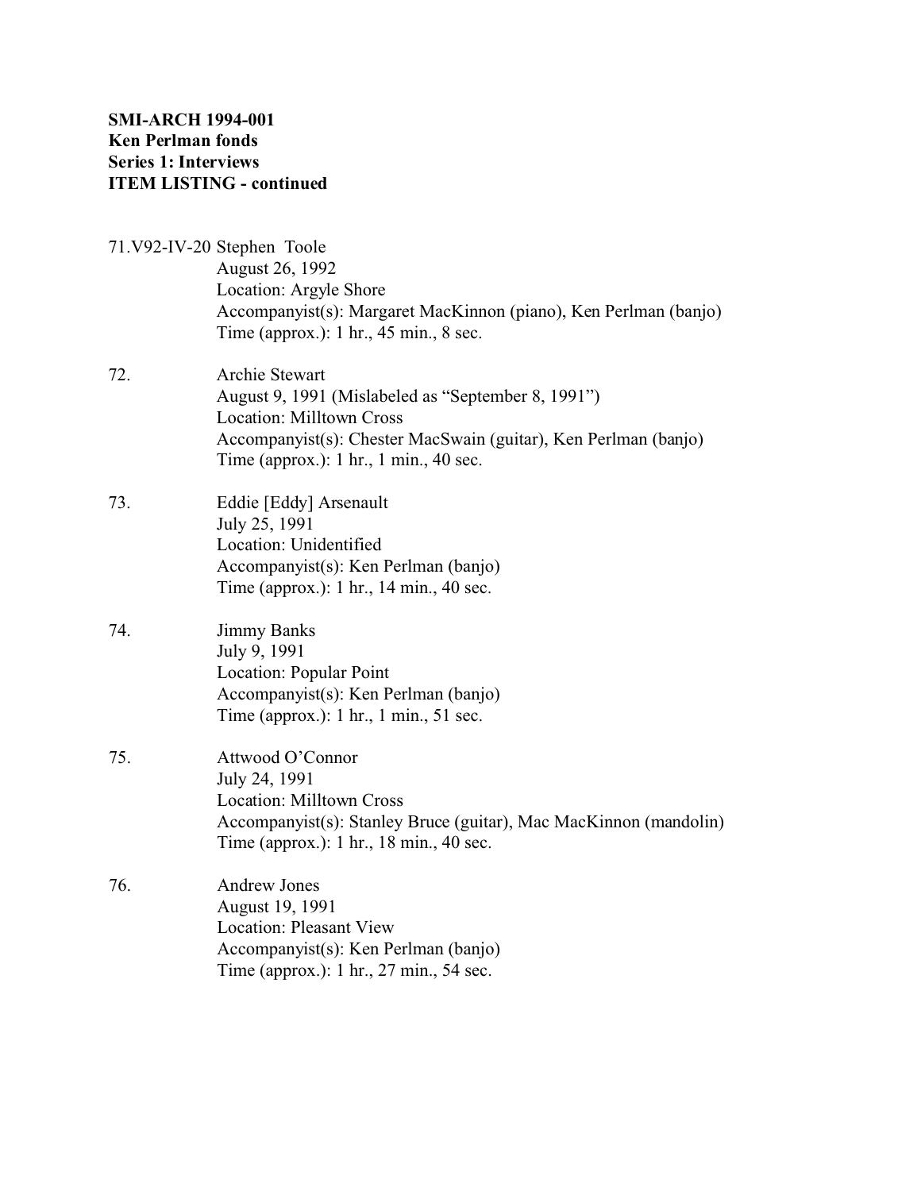**SMI-ARCH 1994-001**
**Ken Perlman fonds**
**Series 1: Interviews**
**ITEM LISTING - continued**

71.V92-IV-20 Stephen Toole
August 26, 1992
Location: Argyle Shore
Accompanyist(s): Margaret MacKinnon (piano), Ken Perlman (banjo)
Time (approx.): 1 hr., 45 min., 8 sec.

72. Archie Stewart
August 9, 1991 (Mislabeled as "September 8, 1991")
Location: Milltown Cross
Accompanyist(s): Chester MacSwain (guitar), Ken Perlman (banjo)
Time (approx.): 1 hr., 1 min., 40 sec.

73. Eddie [Eddy] Arsenault
July 25, 1991
Location: Unidentified
Accompanyist(s): Ken Perlman (banjo)
Time (approx.): 1 hr., 14 min., 40 sec.

74. Jimmy Banks
July 9, 1991
Location: Popular Point
Accompanyist(s): Ken Perlman (banjo)
Time (approx.): 1 hr., 1 min., 51 sec.

75. Attwood O'Connor
July 24, 1991
Location: Milltown Cross
Accompanyist(s): Stanley Bruce (guitar), Mac MacKinnon (mandolin)
Time (approx.): 1 hr., 18 min., 40 sec.

76. Andrew Jones
August 19, 1991
Location: Pleasant View
Accompanyist(s): Ken Perlman (banjo)
Time (approx.): 1 hr., 27 min., 54 sec.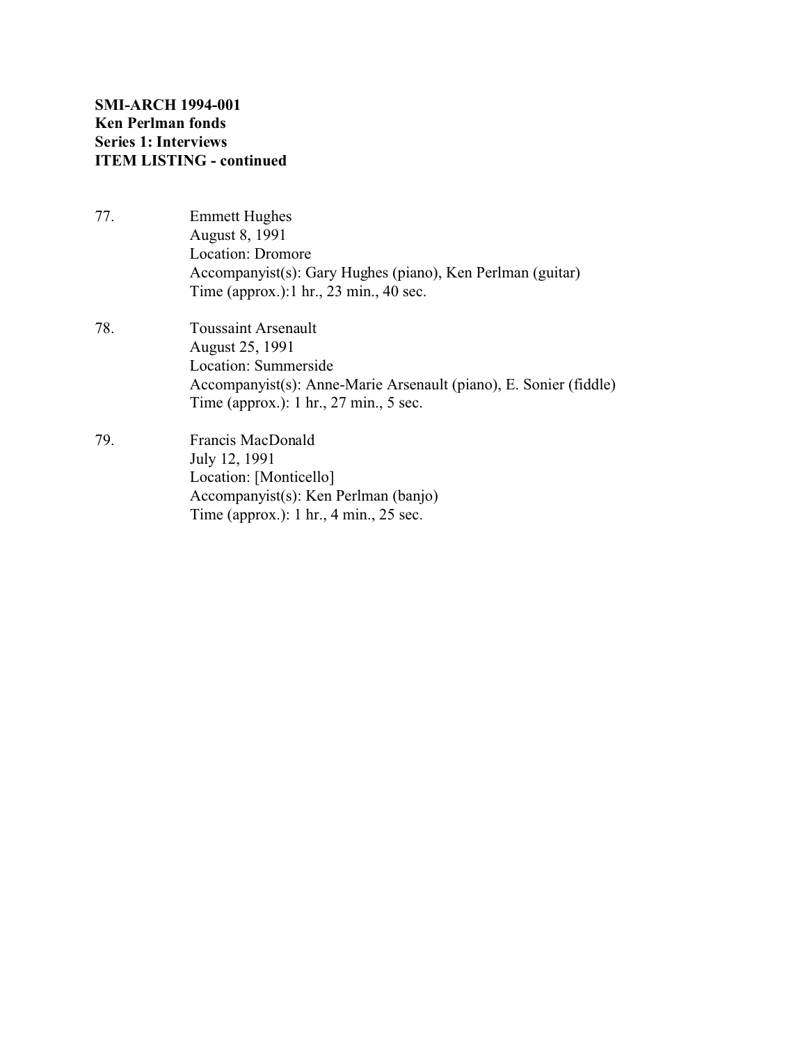**SMI-ARCH 1994-001**
**Ken Perlman fonds**
**Series 1: Interviews**
**ITEM LISTING - continued**

77. Emmett Hughes
August 8, 1991
Location: Dromore
Accompanyist(s): Gary Hughes (piano), Ken Perlman (guitar)
Time (approx.):1 hr., 23 min., 40 sec.

78. Toussaint Arsenault
August 25, 1991
Location: Summerside
Accompanyist(s): Anne-Marie Arsenault (piano), E. Sonier (fiddle)
Time (approx.): 1 hr., 27 min., 5 sec.

79. Francis MacDonald
July 12, 1991
Location: [Monticello]
Accompanyist(s): Ken Perlman (banjo)
Time (approx.): 1 hr., 4 min., 25 sec.